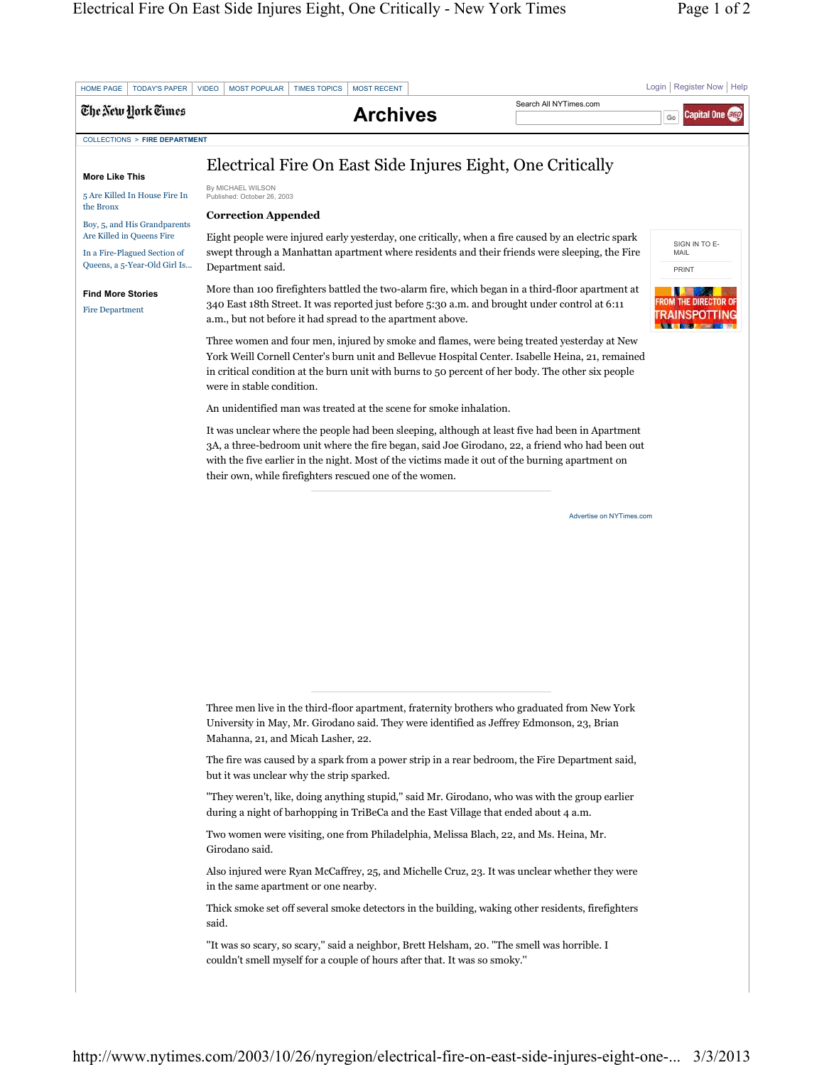# Electrical Fire On East Side Injures Eight, One Critically

By MICHAEL WILSON
Published: October 26, 2003

**Correction Appended**

Eight people were injured early yesterday, one critically, when a fire caused by an electric spark swept through a Manhattan apartment where residents and their friends were sleeping, the Fire Department said.

More than 100 firefighters battled the two-alarm fire, which began in a third-floor apartment at 340 East 18th Street. It was reported just before 5:30 a.m. and brought under control at 6:11 a.m., but not before it had spread to the apartment above.

Three women and four men, injured by smoke and flames, were being treated yesterday at New York Weill Cornell Center's burn unit and Bellevue Hospital Center. Isabelle Heina, 21, remained in critical condition at the burn unit with burns to 50 percent of her body. The other six people were in stable condition.

An unidentified man was treated at the scene for smoke inhalation.

It was unclear where the people had been sleeping, although at least five had been in Apartment 3A, a three-bedroom unit where the fire began, said Joe Girodano, 22, a friend who had been out with the five earlier in the night. Most of the victims made it out of the burning apartment on their own, while firefighters rescued one of the women.

Three men live in the third-floor apartment, fraternity brothers who graduated from New York University in May, Mr. Girodano said. They were identified as Jeffrey Edmonson, 23, Brian Mahanna, 21, and Micah Lasher, 22.

The fire was caused by a spark from a power strip in a rear bedroom, the Fire Department said, but it was unclear why the strip sparked.

"They weren't, like, doing anything stupid," said Mr. Girodano, who was with the group earlier during a night of barhopping in TriBeCa and the East Village that ended about 4 a.m.

Two women were visiting, one from Philadelphia, Melissa Blach, 22, and Ms. Heina, Mr. Girodano said.

Also injured were Ryan McCaffrey, 25, and Michelle Cruz, 23. It was unclear whether they were in the same apartment or one nearby.

Thick smoke set off several smoke detectors in the building, waking other residents, firefighters said.

"It was so scary, so scary," said a neighbor, Brett Helsham, 20. "The smell was horrible. I couldn't smell myself for a couple of hours after that. It was so smoky."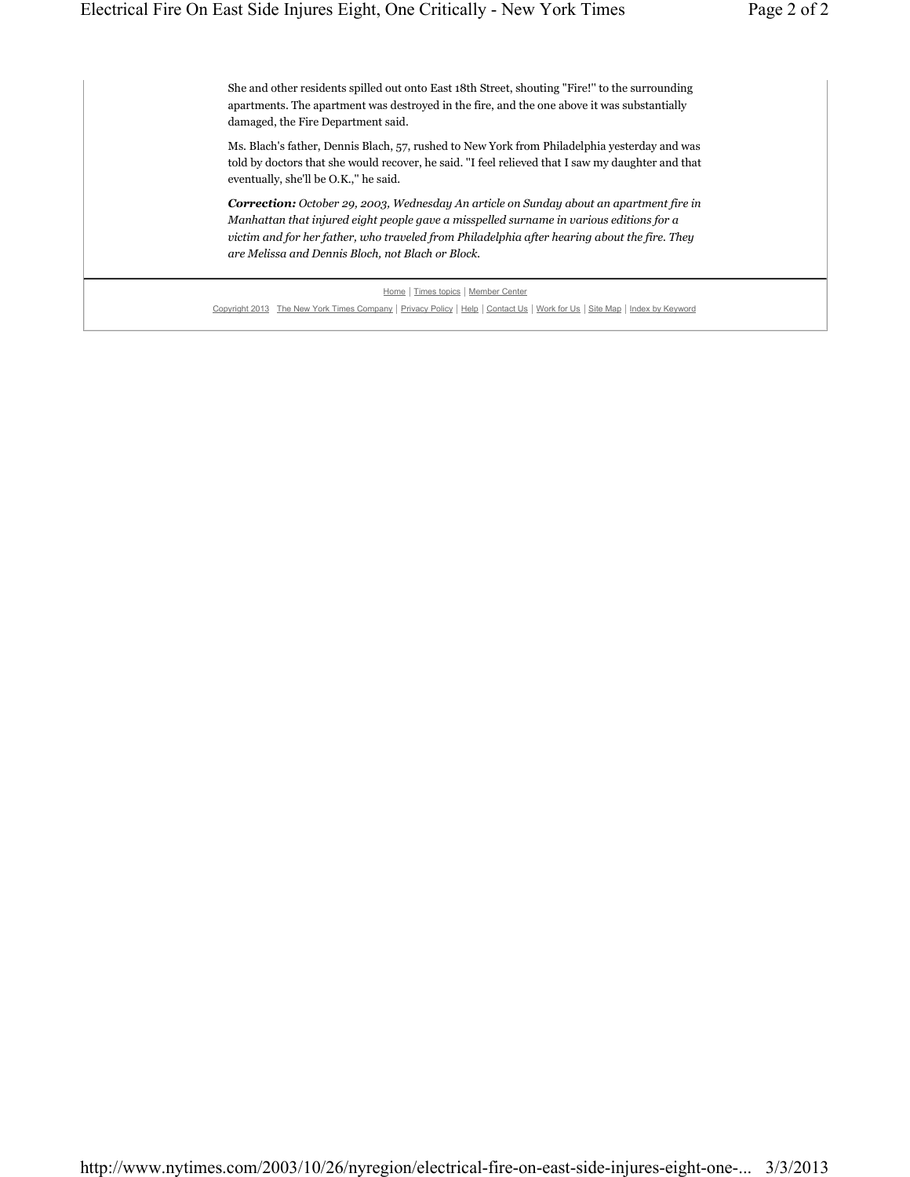She and other residents spilled out onto East 18th Street, shouting "Fire!" to the surrounding apartments. The apartment was destroyed in the fire, and the one above it was substantially damaged, the Fire Department said.

Ms. Blach's father, Dennis Blach, 57, rushed to New York from Philadelphia yesterday and was told by doctors that she would recover, he said. "I feel relieved that I saw my daughter and that eventually, she'll be O.K.," he said.

***Correction:*** *October 29, 2003, Wednesday An article on Sunday about an apartment fire in Manhattan that injured eight people gave a misspelled surname in various editions for a victim and for her father, who traveled from Philadelphia after hearing about the fire. They are Melissa and Dennis Bloch, not Blach or Block.*

Home | Times topics | Member Center

Copyright 2013 The New York Times Company | Privacy Policy | Help | Contact Us | Work for Us | Site Map | Index by Keyword